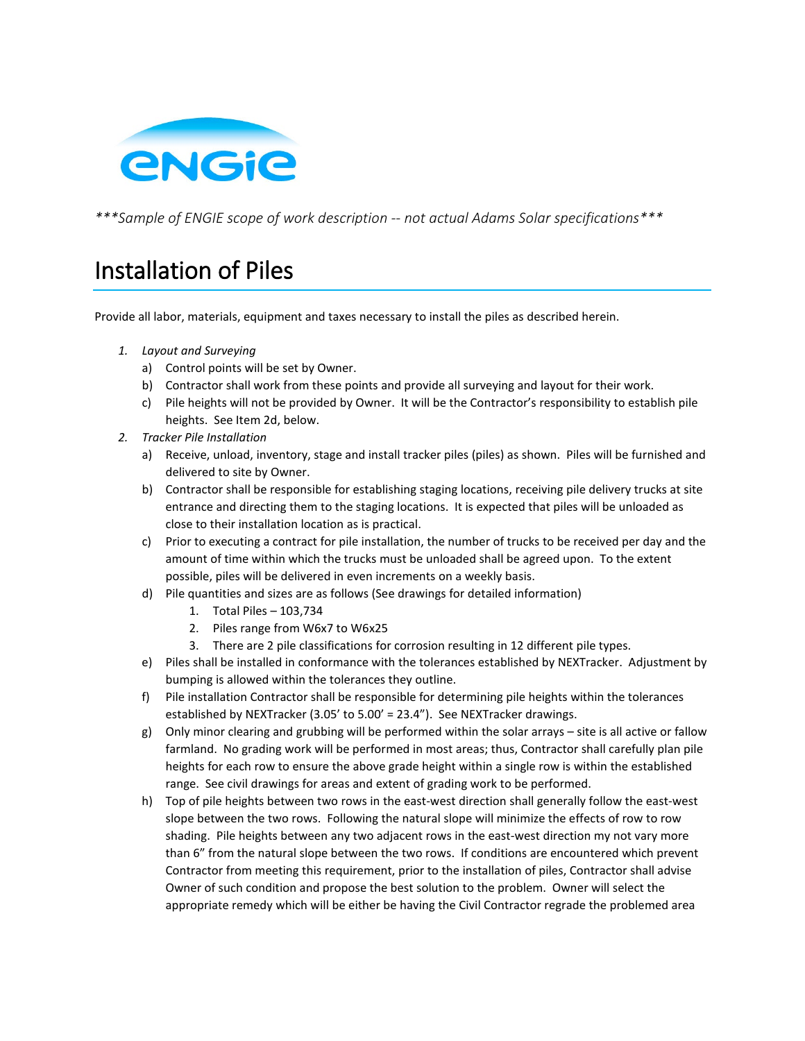***Sample of ENGIE scope of work description -- not actual Adams Solar specifications***

# Installation of Piles

Provide all labor, materials, equipment and taxes necessary to install the piles as described herein.

1. *Layout and Surveying*
   a) Control points will be set by Owner.
   b) Contractor shall work from these points and provide all surveying and layout for their work.
   c) Pile heights will not be provided by Owner. It will be the Contractor's responsibility to establish pile heights. See Item 2d, below.
2. *Tracker Pile Installation*
   a) Receive, unload, inventory, stage and install tracker piles (piles) as shown. Piles will be furnished and delivered to site by Owner.
   b) Contractor shall be responsible for establishing staging locations, receiving pile delivery trucks at site entrance and directing them to the staging locations. It is expected that piles will be unloaded as close to their installation location as is practical.
   c) Prior to executing a contract for pile installation, the number of trucks to be received per day and the amount of time within which the trucks must be unloaded shall be agreed upon. To the extent possible, piles will be delivered in even increments on a weekly basis.
   d) Pile quantities and sizes are as follows (See drawings for detailed information)
      1. Total Piles – 103,734
      2. Piles range from W6x7 to W6x25
      3. There are 2 pile classifications for corrosion resulting in 12 different pile types.
   e) Piles shall be installed in conformance with the tolerances established by NEXTracker. Adjustment by bumping is allowed within the tolerances they outline.
   f) Pile installation Contractor shall be responsible for determining pile heights within the tolerances established by NEXTracker (3.05' to 5.00' = 23.4"). See NEXTracker drawings.
   g) Only minor clearing and grubbing will be performed within the solar arrays – site is all active or fallow farmland. No grading work will be performed in most areas; thus, Contractor shall carefully plan pile heights for each row to ensure the above grade height within a single row is within the established range. See civil drawings for areas and extent of grading work to be performed.
   h) Top of pile heights between two rows in the east-west direction shall generally follow the east-west slope between the two rows. Following the natural slope will minimize the effects of row to row shading. Pile heights between any two adjacent rows in the east-west direction my not vary more than 6" from the natural slope between the two rows. If conditions are encountered which prevent Contractor from meeting this requirement, prior to the installation of piles, Contractor shall advise Owner of such condition and propose the best solution to the problem. Owner will select the appropriate remedy which will be either be having the Civil Contractor regrade the problemed area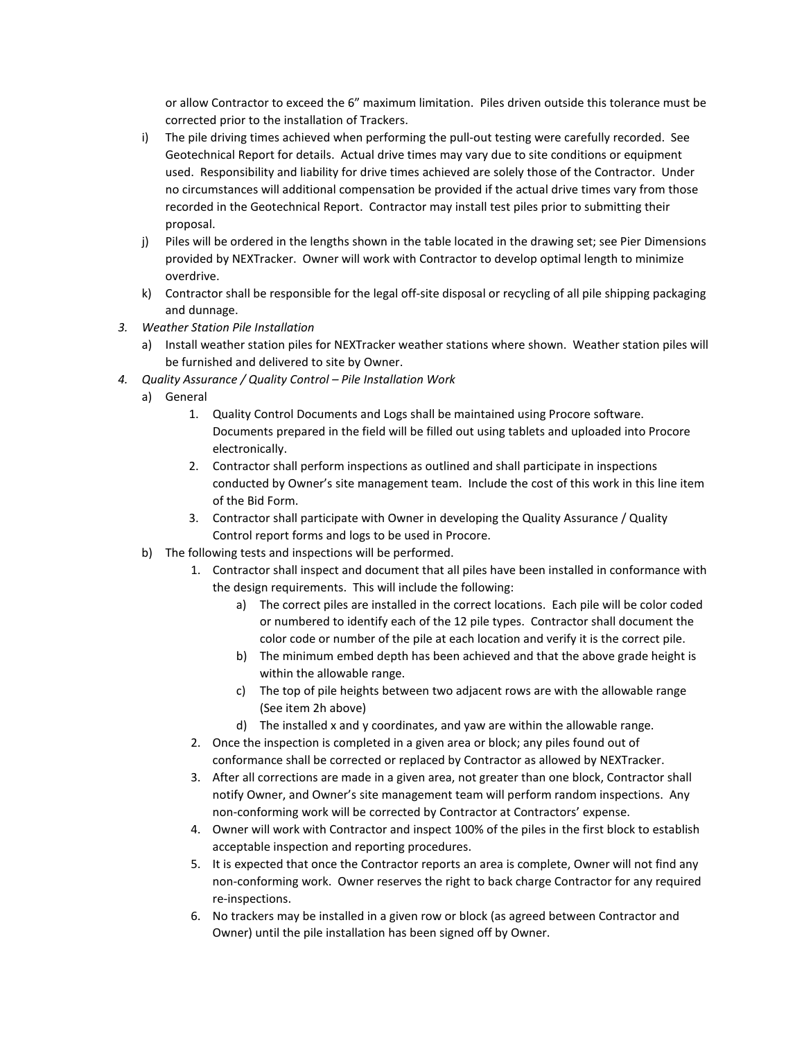or allow Contractor to exceed the 6" maximum limitation. Piles driven outside this tolerance must be corrected prior to the installation of Trackers.

i) The pile driving times achieved when performing the pull-out testing were carefully recorded. See Geotechnical Report for details. Actual drive times may vary due to site conditions or equipment used. Responsibility and liability for drive times achieved are solely those of the Contractor. Under no circumstances will additional compensation be provided if the actual drive times vary from those recorded in the Geotechnical Report. Contractor may install test piles prior to submitting their proposal.

j) Piles will be ordered in the lengths shown in the table located in the drawing set; see Pier Dimensions provided by NEXTracker. Owner will work with Contractor to develop optimal length to minimize overdrive.

k) Contractor shall be responsible for the legal off-site disposal or recycling of all pile shipping packaging and dunnage.

3. *Weather Station Pile Installation*

   a) Install weather station piles for NEXTracker weather stations where shown. Weather station piles will be furnished and delivered to site by Owner.

4. *Quality Assurance / Quality Control – Pile Installation Work*

   a) General

      1. Quality Control Documents and Logs shall be maintained using Procore software. Documents prepared in the field will be filled out using tablets and uploaded into Procore electronically.
      2. Contractor shall perform inspections as outlined and shall participate in inspections conducted by Owner's site management team. Include the cost of this work in this line item of the Bid Form.
      3. Contractor shall participate with Owner in developing the Quality Assurance / Quality Control report forms and logs to be used in Procore.

   b) The following tests and inspections will be performed.

      1. Contractor shall inspect and document that all piles have been installed in conformance with the design requirements. This will include the following:
         a) The correct piles are installed in the correct locations. Each pile will be color coded or numbered to identify each of the 12 pile types. Contractor shall document the color code or number of the pile at each location and verify it is the correct pile.
         b) The minimum embed depth has been achieved and that the above grade height is within the allowable range.
         c) The top of pile heights between two adjacent rows are with the allowable range (See item 2h above)
         d) The installed x and y coordinates, and yaw are within the allowable range.
      2. Once the inspection is completed in a given area or block; any piles found out of conformance shall be corrected or replaced by Contractor as allowed by NEXTracker.
      3. After all corrections are made in a given area, not greater than one block, Contractor shall notify Owner, and Owner's site management team will perform random inspections. Any non-conforming work will be corrected by Contractor at Contractors' expense.
      4. Owner will work with Contractor and inspect 100% of the piles in the first block to establish acceptable inspection and reporting procedures.
      5. It is expected that once the Contractor reports an area is complete, Owner will not find any non-conforming work. Owner reserves the right to back charge Contractor for any required re-inspections.
      6. No trackers may be installed in a given row or block (as agreed between Contractor and Owner) until the pile installation has been signed off by Owner.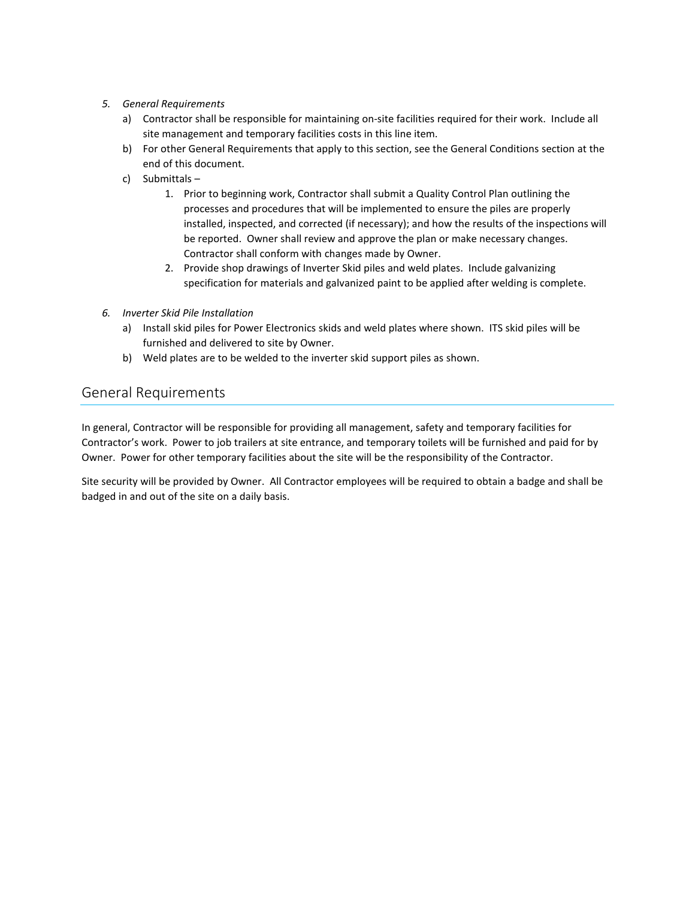5. *General Requirements*
    a) Contractor shall be responsible for maintaining on-site facilities required for their work. Include all site management and temporary facilities costs in this line item.
    b) For other General Requirements that apply to this section, see the General Conditions section at the end of this document.
    c) Submittals –
        1. Prior to beginning work, Contractor shall submit a Quality Control Plan outlining the processes and procedures that will be implemented to ensure the piles are properly installed, inspected, and corrected (if necessary); and how the results of the inspections will be reported. Owner shall review and approve the plan or make necessary changes. Contractor shall conform with changes made by Owner.
        2. Provide shop drawings of Inverter Skid piles and weld plates. Include galvanizing specification for materials and galvanized paint to be applied after welding is complete.

6. *Inverter Skid Pile Installation*
    a) Install skid piles for Power Electronics skids and weld plates where shown. ITS skid piles will be furnished and delivered to site by Owner.
    b) Weld plates are to be welded to the inverter skid support piles as shown.

## General Requirements

In general, Contractor will be responsible for providing all management, safety and temporary facilities for Contractor's work. Power to job trailers at site entrance, and temporary toilets will be furnished and paid for by Owner. Power for other temporary facilities about the site will be the responsibility of the Contractor.

Site security will be provided by Owner. All Contractor employees will be required to obtain a badge and shall be badged in and out of the site on a daily basis.